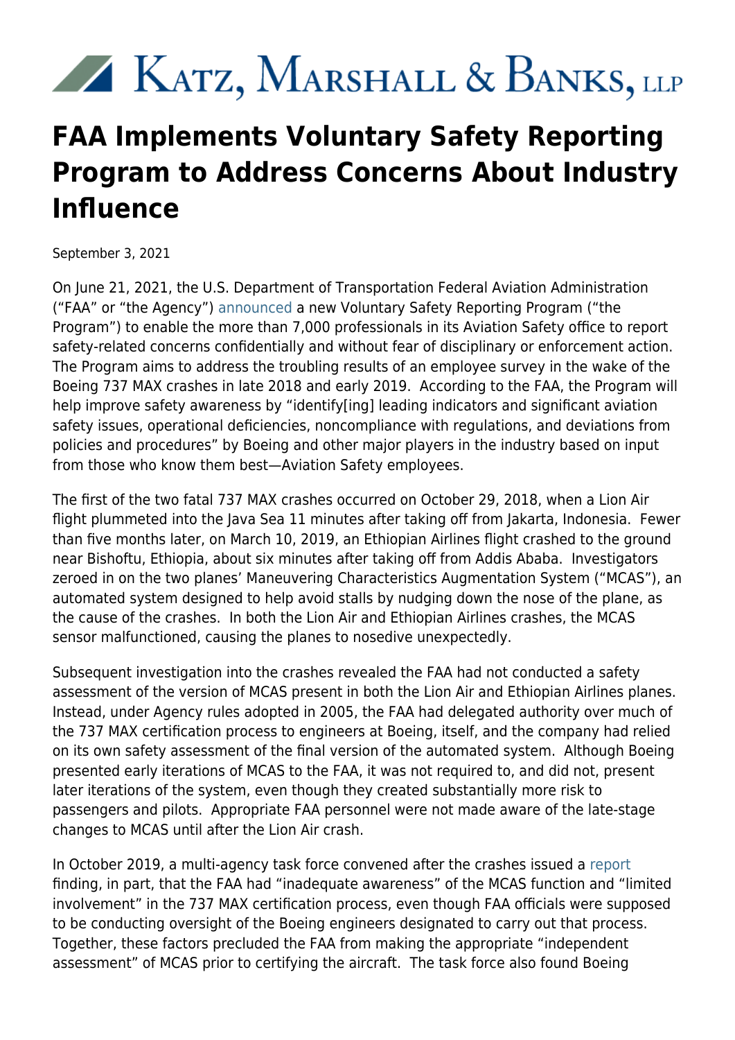# Katz, Marshall & Banks, LLP

# FAA Implements Voluntary Safety Reporting Program to Address Concerns About Industry Influence

September 3, 2021

On June 21, 2021, the U.S. Department of Transportation Federal Aviation Administration ("FAA" or "the Agency") announced a new Voluntary Safety Reporting Program ("the Program") to enable the more than 7,000 professionals in its Aviation Safety office to report safety-related concerns confidentially and without fear of disciplinary or enforcement action. The Program aims to address the troubling results of an employee survey in the wake of the Boeing 737 MAX crashes in late 2018 and early 2019. According to the FAA, the Program will help improve safety awareness by "identify[ing] leading indicators and significant aviation safety issues, operational deficiencies, noncompliance with regulations, and deviations from policies and procedures" by Boeing and other major players in the industry based on input from those who know them best—Aviation Safety employees.

The first of the two fatal 737 MAX crashes occurred on October 29, 2018, when a Lion Air flight plummeted into the Java Sea 11 minutes after taking off from Jakarta, Indonesia. Fewer than five months later, on March 10, 2019, an Ethiopian Airlines flight crashed to the ground near Bishoftu, Ethiopia, about six minutes after taking off from Addis Ababa. Investigators zeroed in on the two planes' Maneuvering Characteristics Augmentation System ("MCAS"), an automated system designed to help avoid stalls by nudging down the nose of the plane, as the cause of the crashes. In both the Lion Air and Ethiopian Airlines crashes, the MCAS sensor malfunctioned, causing the planes to nosedive unexpectedly.

Subsequent investigation into the crashes revealed the FAA had not conducted a safety assessment of the version of MCAS present in both the Lion Air and Ethiopian Airlines planes. Instead, under Agency rules adopted in 2005, the FAA had delegated authority over much of the 737 MAX certification process to engineers at Boeing, itself, and the company had relied on its own safety assessment of the final version of the automated system. Although Boeing presented early iterations of MCAS to the FAA, it was not required to, and did not, present later iterations of the system, even though they created substantially more risk to passengers and pilots. Appropriate FAA personnel were not made aware of the late-stage changes to MCAS until after the Lion Air crash.

In October 2019, a multi-agency task force convened after the crashes issued a report finding, in part, that the FAA had "inadequate awareness" of the MCAS function and "limited involvement" in the 737 MAX certification process, even though FAA officials were supposed to be conducting oversight of the Boeing engineers designated to carry out that process. Together, these factors precluded the FAA from making the appropriate "independent assessment" of MCAS prior to certifying the aircraft. The task force also found Boeing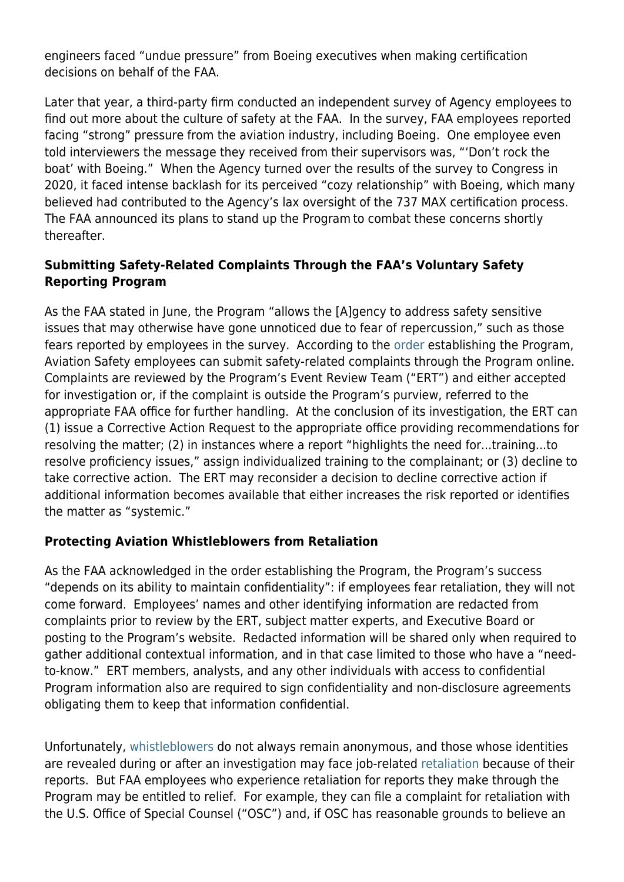engineers faced "undue pressure" from Boeing executives when making certification decisions on behalf of the FAA.

Later that year, a third-party firm conducted an independent survey of Agency employees to find out more about the culture of safety at the FAA. In the survey, FAA employees reported facing "strong" pressure from the aviation industry, including Boeing. One employee even told interviewers the message they received from their supervisors was, "'Don't rock the boat' with Boeing." When the Agency turned over the results of the survey to Congress in 2020, it faced intense backlash for its perceived "cozy relationship" with Boeing, which many believed had contributed to the Agency's lax oversight of the 737 MAX certification process. The FAA announced its plans to stand up the Program to combat these concerns shortly thereafter.

### Submitting Safety-Related Complaints Through the FAA's Voluntary Safety Reporting Program

As the FAA stated in June, the Program "allows the [A]gency to address safety sensitive issues that may otherwise have gone unnoticed due to fear of repercussion," such as those fears reported by employees in the survey. According to the order establishing the Program, Aviation Safety employees can submit safety-related complaints through the Program online. Complaints are reviewed by the Program's Event Review Team ("ERT") and either accepted for investigation or, if the complaint is outside the Program's purview, referred to the appropriate FAA office for further handling. At the conclusion of its investigation, the ERT can (1) issue a Corrective Action Request to the appropriate office providing recommendations for resolving the matter; (2) in instances where a report "highlights the need for...training...to resolve proficiency issues," assign individualized training to the complainant; or (3) decline to take corrective action. The ERT may reconsider a decision to decline corrective action if additional information becomes available that either increases the risk reported or identifies the matter as "systemic."

### Protecting Aviation Whistleblowers from Retaliation

As the FAA acknowledged in the order establishing the Program, the Program's success "depends on its ability to maintain confidentiality": if employees fear retaliation, they will not come forward. Employees' names and other identifying information are redacted from complaints prior to review by the ERT, subject matter experts, and Executive Board or posting to the Program's website. Redacted information will be shared only when required to gather additional contextual information, and in that case limited to those who have a "need-to-know." ERT members, analysts, and any other individuals with access to confidential Program information also are required to sign confidentiality and non-disclosure agreements obligating them to keep that information confidential.

Unfortunately, whistleblowers do not always remain anonymous, and those whose identities are revealed during or after an investigation may face job-related retaliation because of their reports. But FAA employees who experience retaliation for reports they make through the Program may be entitled to relief. For example, they can file a complaint for retaliation with the U.S. Office of Special Counsel ("OSC") and, if OSC has reasonable grounds to believe an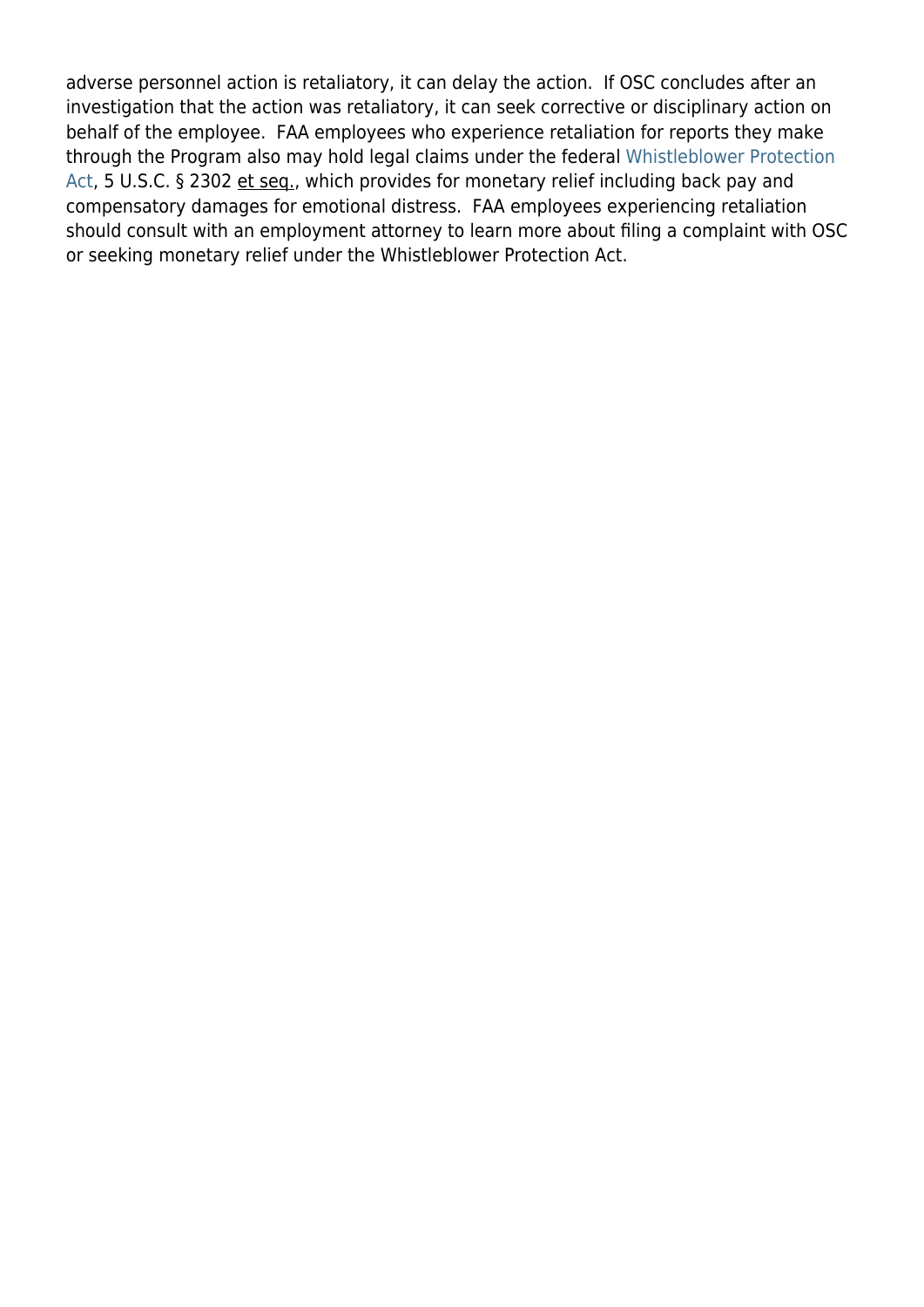adverse personnel action is retaliatory, it can delay the action.  If OSC concludes after an investigation that the action was retaliatory, it can seek corrective or disciplinary action on behalf of the employee.  FAA employees who experience retaliation for reports they make through the Program also may hold legal claims under the federal Whistleblower Protection Act, 5 U.S.C. § 2302 et seq., which provides for monetary relief including back pay and compensatory damages for emotional distress.  FAA employees experiencing retaliation should consult with an employment attorney to learn more about filing a complaint with OSC or seeking monetary relief under the Whistleblower Protection Act.